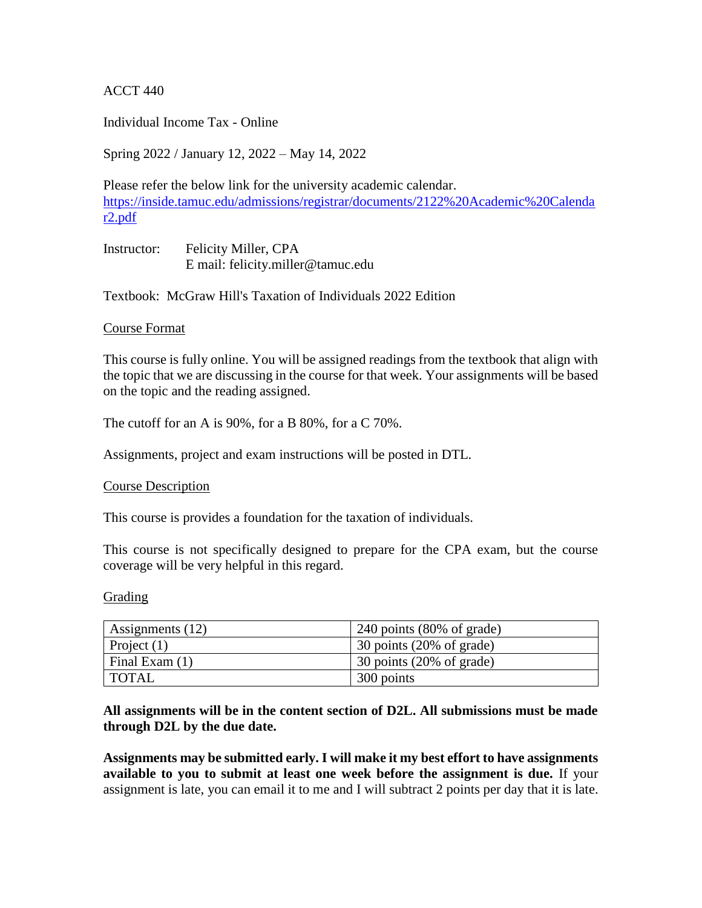ACCT 440

Individual Income Tax - Online

Spring 2022 / January 12, 2022 – May 14, 2022

Please refer the below link for the university academic calendar. [https://inside.tamuc.edu/admissions/registrar/documents/2122%20Academic%20Calendar2.pdf](https://inside.tamuc.edu/admissions/registrar/documents/2122%20Academic%20Calendar2.pdf)

Instructor: Felicity Miller, CPA
E mail: felicity.miller@tamuc.edu

Textbook: McGraw Hill's Taxation of Individuals 2022 Edition

## Course Format

This course is fully online. You will be assigned readings from the textbook that align with the topic that we are discussing in the course for that week. Your assignments will be based on the topic and the reading assigned.

The cutoff for an A is 90%, for a B 80%, for a C 70%.

Assignments, project and exam instructions will be posted in DTL.

## Course Description

This course is provides a foundation for the taxation of individuals.

This course is not specifically designed to prepare for the CPA exam, but the course coverage will be very helpful in this regard.

## Grading

| Assignments (12) | 240 points (80% of grade) |
|---|---|
| Project (1) | 30 points (20% of grade) |
| Final Exam (1) | 30 points (20% of grade) |
| TOTAL | 300 points |

**All assignments will be in the content section of D2L. All submissions must be made through D2L by the due date.**

**Assignments may be submitted early. I will make it my best effort to have assignments available to you to submit at least one week before the assignment is due.** If your assignment is late, you can email it to me and I will subtract 2 points per day that it is late.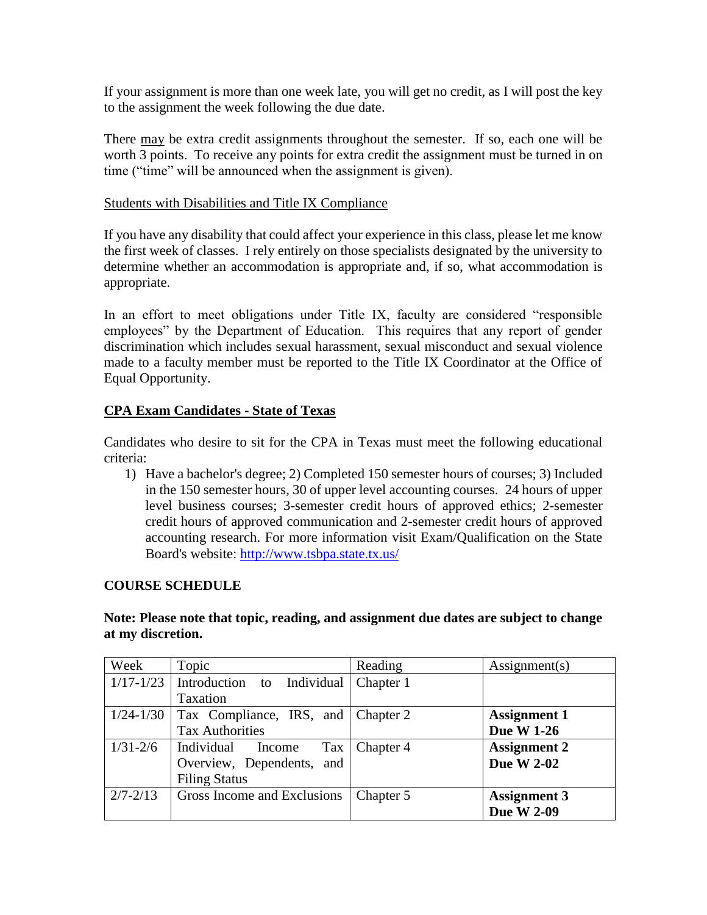If your assignment is more than one week late, you will get no credit, as I will post the key to the assignment the week following the due date.

There <u>may</u> be extra credit assignments throughout the semester. If so, each one will be worth 3 points. To receive any points for extra credit the assignment must be turned in on time ("time" will be announced when the assignment is given).

<u>Students with Disabilities and Title IX Compliance</u>

If you have any disability that could affect your experience in this class, please let me know the first week of classes. I rely entirely on those specialists designated by the university to determine whether an accommodation is appropriate and, if so, what accommodation is appropriate.

In an effort to meet obligations under Title IX, faculty are considered "responsible employees" by the Department of Education. This requires that any report of gender discrimination which includes sexual harassment, sexual misconduct and sexual violence made to a faculty member must be reported to the Title IX Coordinator at the Office of Equal Opportunity.

**<u>CPA Exam Candidates - State of Texas</u>**

Candidates who desire to sit for the CPA in Texas must meet the following educational criteria:

1) Have a bachelor's degree; 2) Completed 150 semester hours of courses; 3) Included in the 150 semester hours, 30 of upper level accounting courses. 24 hours of upper level business courses; 3-semester credit hours of approved ethics; 2-semester credit hours of approved communication and 2-semester credit hours of approved accounting research. For more information visit Exam/Qualification on the State Board's website: http://www.tsbpa.state.tx.us/

**COURSE SCHEDULE**

**Note: Please note that topic, reading, and assignment due dates are subject to change at my discretion.**

| Week | Topic | Reading | Assignment(s) |
|---|---|---|---|
| 1/17-1/23 | Introduction to Individual Taxation | Chapter 1 | |
| 1/24-1/30 | Tax Compliance, IRS, and Tax Authorities | Chapter 2 | **Assignment 1 Due W 1-26** |
| 1/31-2/6 | Individual Income Tax Overview, Dependents, and Filing Status | Chapter 4 | **Assignment 2 Due W 2-02** |
| 2/7-2/13 | Gross Income and Exclusions | Chapter 5 | **Assignment 3 Due W 2-09** |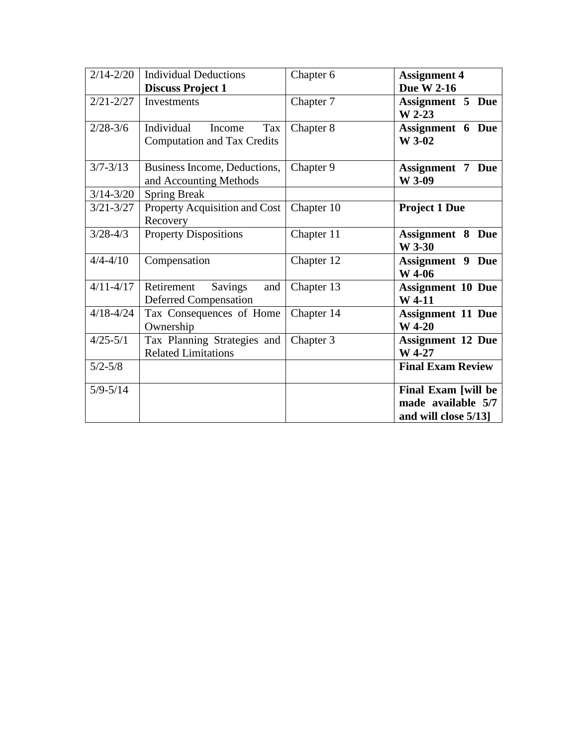| | | | |
|---|---|---|---|
| 2/14-2/20 | Individual Deductions **Discuss Project 1** | Chapter 6 | **Assignment 4 Due W 2-16** |
| 2/21-2/27 | Investments | Chapter 7 | **Assignment 5 Due W 2-23** |
| 2/28-3/6 | Individual Income Tax Computation and Tax Credits | Chapter 8 | **Assignment 6 Due W 3-02** |
| 3/7-3/13 | Business Income, Deductions, and Accounting Methods | Chapter 9 | **Assignment 7 Due W 3-09** |
| 3/14-3/20 | Spring Break | | |
| 3/21-3/27 | Property Acquisition and Cost Recovery | Chapter 10 | **Project 1 Due** |
| 3/28-4/3 | Property Dispositions | Chapter 11 | **Assignment 8 Due W 3-30** |
| 4/4-4/10 | Compensation | Chapter 12 | **Assignment 9 Due W 4-06** |
| 4/11-4/17 | Retirement Savings and Deferred Compensation | Chapter 13 | **Assignment 10 Due W 4-11** |
| 4/18-4/24 | Tax Consequences of Home Ownership | Chapter 14 | **Assignment 11 Due W 4-20** |
| 4/25-5/1 | Tax Planning Strategies and Related Limitations | Chapter 3 | **Assignment 12 Due W 4-27** |
| 5/2-5/8 | | | **Final Exam Review** |
| 5/9-5/14 | | | **Final Exam [will be made available 5/7 and will close 5/13]** |